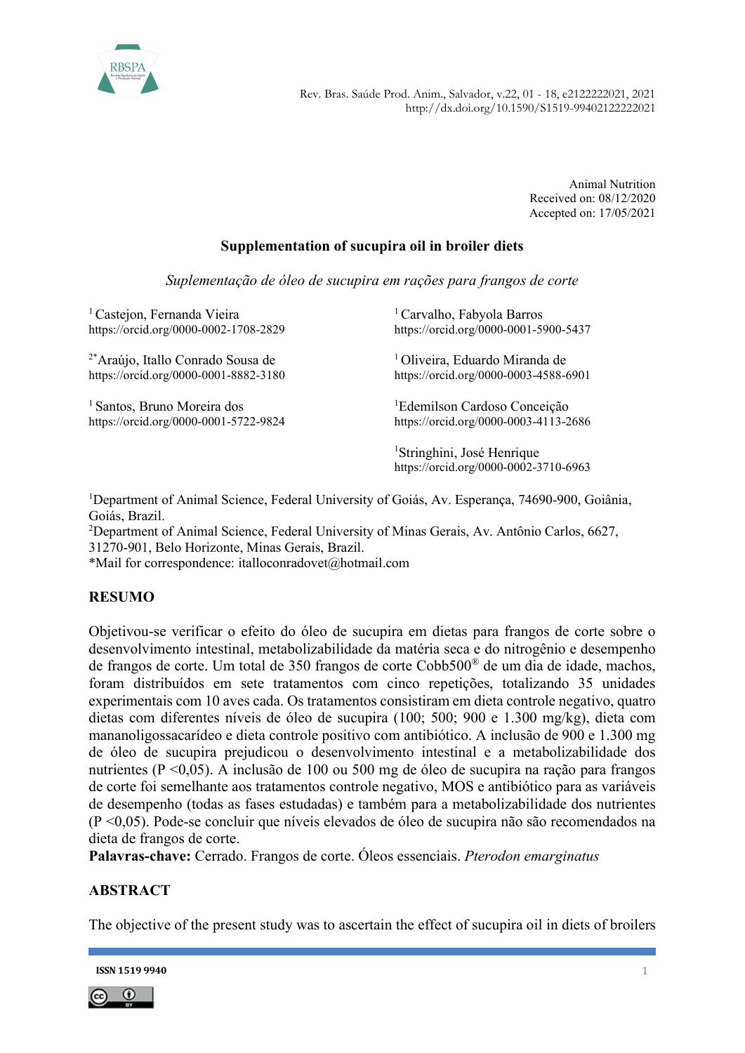Animal Nutrition
Received on: 08/12/2020
Accepted on: 17/05/2021

# Supplementation of sucupira oil in broiler diets

*Suplementação de óleo de sucupira em rações para frangos de corte*

[1] Castejon, Fernanda Vieira
https://orcid.org/0000-0002-1708-2829

[2*] Araújo, Itallo Conrado Sousa de
https://orcid.org/0000-0001-8882-3180

[1] Santos, Bruno Moreira dos
https://orcid.org/0000-0001-5722-9824

[1] Carvalho, Fabyola Barros
https://orcid.org/0000-0001-5900-5437

[1] Oliveira, Eduardo Miranda de
https://orcid.org/0000-0003-4588-6901

[1] Edemilson Cardoso Conceição
https://orcid.org/0000-0003-4113-2686

[1] Stringhini, José Henrique
https://orcid.org/0000-0002-3710-6963

[1] Department of Animal Science, Federal University of Goiás, Av. Esperança, 74690-900, Goiânia, Goiás, Brazil.
[2] Department of Animal Science, Federal University of Minas Gerais, Av. Antônio Carlos, 6627, 31270-901, Belo Horizonte, Minas Gerais, Brazil.
*Mail for correspondence: italloconradovet@hotmail.com

## RESUMO

Objetivou-se verificar o efeito do óleo de sucupira em dietas para frangos de corte sobre o desenvolvimento intestinal, metabolizabilidade da matéria seca e do nitrogênio e desempenho de frangos de corte. Um total de 350 frangos de corte Cobb500® de um dia de idade, machos, foram distribuídos em sete tratamentos com cinco repetições, totalizando 35 unidades experimentais com 10 aves cada. Os tratamentos consistiram em dieta controle negativo, quatro dietas com diferentes níveis de óleo de sucupira (100; 500; 900 e 1.300 mg/kg), dieta com mananoligossacarídeo e dieta controle positivo com antibiótico. A inclusão de 900 e 1.300 mg de óleo de sucupira prejudicou o desenvolvimento intestinal e a metabolizabilidade dos nutrientes (P <0,05). A inclusão de 100 ou 500 mg de óleo de sucupira na ração para frangos de corte foi semelhante aos tratamentos controle negativo, MOS e antibiótico para as variáveis de desempenho (todas as fases estudadas) e também para a metabolizabilidade dos nutrientes (P <0,05). Pode-se concluir que níveis elevados de óleo de sucupira não são recomendados na dieta de frangos de corte.

**Palavras-chave:** Cerrado. Frangos de corte. Óleos essenciais. *Pterodon emarginatus*

## ABSTRACT

The objective of the present study was to ascertain the effect of sucupira oil in diets of broilers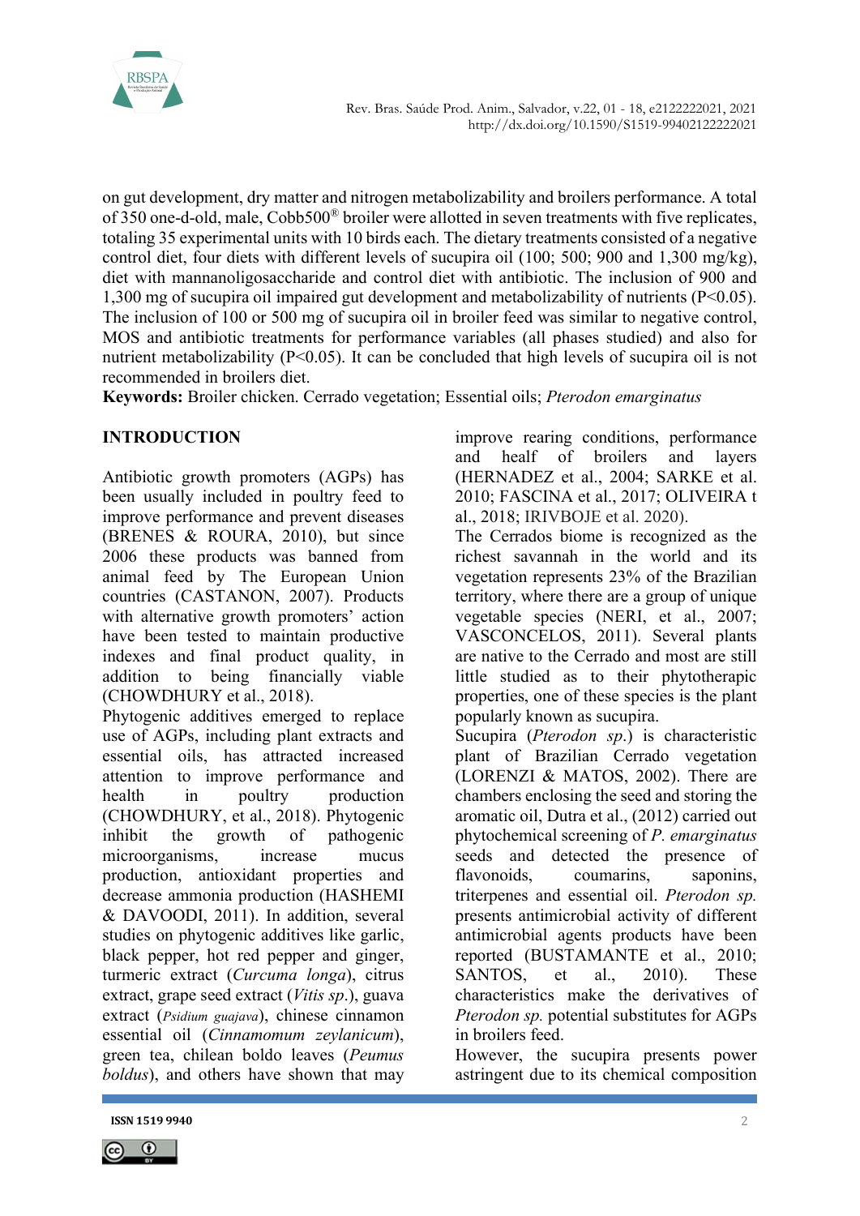on gut development, dry matter and nitrogen metabolizability and broilers performance. A total of 350 one-d-old, male, Cobb500® broiler were allotted in seven treatments with five replicates, totaling 35 experimental units with 10 birds each. The dietary treatments consisted of a negative control diet, four diets with different levels of sucupira oil (100; 500; 900 and 1,300 mg/kg), diet with mannanoligosaccharide and control diet with antibiotic. The inclusion of 900 and 1,300 mg of sucupira oil impaired gut development and metabolizability of nutrients ($P<0.05$). The inclusion of 100 or 500 mg of sucupira oil in broiler feed was similar to negative control, MOS and antibiotic treatments for performance variables (all phases studied) and also for nutrient metabolizability ($P<0.05$). It can be concluded that high levels of sucupira oil is not recommended in broilers diet.

**Keywords:** Broiler chicken. Cerrado vegetation; Essential oils; *Pterodon emarginatus*

## INTRODUCTION

Antibiotic growth promoters (AGPs) has been usually included in poultry feed to improve performance and prevent diseases (BRENES & ROURA, 2010), but since 2006 these products was banned from animal feed by The European Union countries (CASTANON, 2007). Products with alternative growth promoters' action have been tested to maintain productive indexes and final product quality, in addition to being financially viable (CHOWDHURY et al., 2018).

Phytogenic additives emerged to replace use of AGPs, including plant extracts and essential oils, has attracted increased attention to improve performance and health in poultry production (CHOWDHURY, et al., 2018). Phytogenic inhibit the growth of pathogenic microorganisms, increase mucus production, antioxidant properties and decrease ammonia production (HASHEMI & DAVOODI, 2011). In addition, several studies on phytogenic additives like garlic, black pepper, hot red pepper and ginger, turmeric extract (*Curcuma longa*), citrus extract, grape seed extract (*Vitis sp*.), guava extract (*Psidium guajava*), chinese cinnamon essential oil (*Cinnamomum zeylanicum*), green tea, chilean boldo leaves (*Peumus boldus*), and others have shown that may improve rearing conditions, performance and healf of broilers and layers (HERNADEZ et al., 2004; SARKE et al. 2010; FASCINA et al., 2017; OLIVEIRA t al., 2018; IRIVBOJE et al. 2020).

The Cerrados biome is recognized as the richest savannah in the world and its vegetation represents 23% of the Brazilian territory, where there are a group of unique vegetable species (NERI, et al., 2007; VASCONCELOS, 2011). Several plants are native to the Cerrado and most are still little studied as to their phytotherapic properties, one of these species is the plant popularly known as sucupira.

Sucupira (*Pterodon sp*.) is characteristic plant of Brazilian Cerrado vegetation (LORENZI & MATOS, 2002). There are chambers enclosing the seed and storing the aromatic oil, Dutra et al., (2012) carried out phytochemical screening of *P. emarginatus* seeds and detected the presence of flavonoids, coumarins, saponins, triterpenes and essential oil. *Pterodon sp.* presents antimicrobial activity of different antimicrobial agents products have been reported (BUSTAMANTE et al., 2010; SANTOS, et al., 2010). These characteristics make the derivatives of *Pterodon sp.* potential substitutes for AGPs in broilers feed.

However, the sucupira presents power astringent due to its chemical composition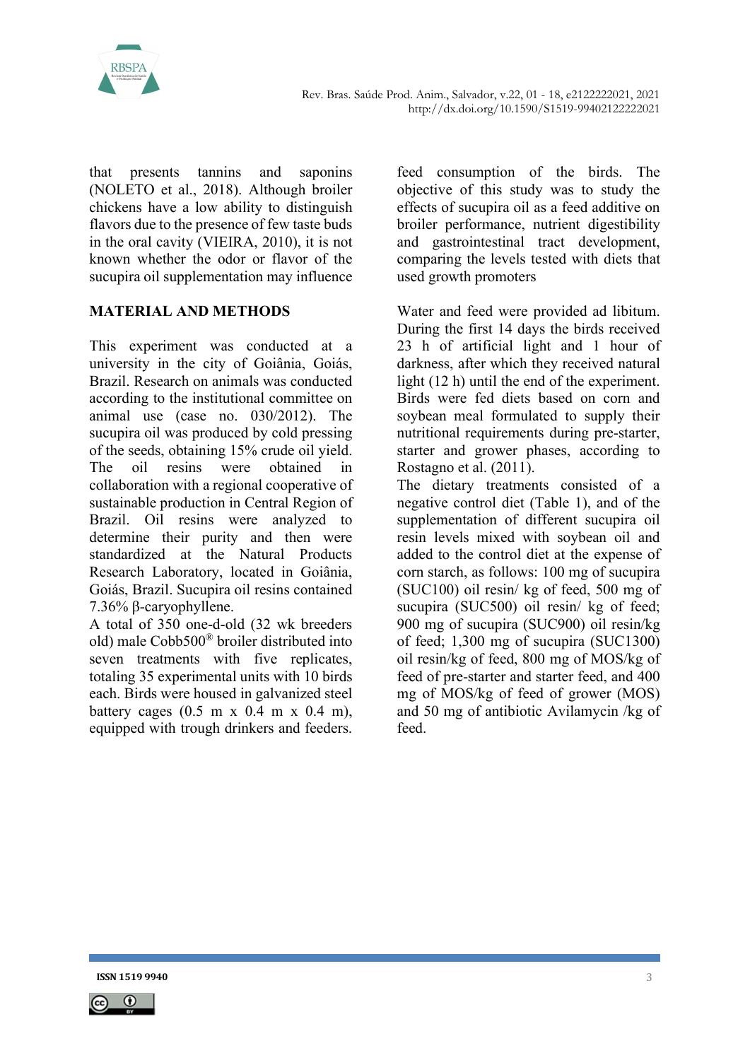that presents tannins and saponins (NOLETO et al., 2018). Although broiler chickens have a low ability to distinguish flavors due to the presence of few taste buds in the oral cavity (VIEIRA, 2010), it is not known whether the odor or flavor of the sucupira oil supplementation may influence feed consumption of the birds. The objective of this study was to study the effects of sucupira oil as a feed additive on broiler performance, nutrient digestibility and gastrointestinal tract development, comparing the levels tested with diets that used growth promoters

## MATERIAL AND METHODS

This experiment was conducted at a university in the city of Goiânia, Goiás, Brazil. Research on animals was conducted according to the institutional committee on animal use (case no. 030/2012). The sucupira oil was produced by cold pressing of the seeds, obtaining 15% crude oil yield. The oil resins were obtained in collaboration with a regional cooperative of sustainable production in Central Region of Brazil. Oil resins were analyzed to determine their purity and then were standardized at the Natural Products Research Laboratory, located in Goiânia, Goiás, Brazil. Sucupira oil resins contained 7.36% β-caryophyllene.

A total of 350 one-d-old (32 wk breeders old) male Cobb500® broiler distributed into seven treatments with five replicates, totaling 35 experimental units with 10 birds each. Birds were housed in galvanized steel battery cages (0.5 m x 0.4 m x 0.4 m), equipped with trough drinkers and feeders. Water and feed were provided ad libitum. During the first 14 days the birds received 23 h of artificial light and 1 hour of darkness, after which they received natural light (12 h) until the end of the experiment. Birds were fed diets based on corn and soybean meal formulated to supply their nutritional requirements during pre-starter, starter and grower phases, according to Rostagno et al. (2011).

The dietary treatments consisted of a negative control diet (Table 1), and of the supplementation of different sucupira oil resin levels mixed with soybean oil and added to the control diet at the expense of corn starch, as follows: 100 mg of sucupira (SUC100) oil resin/ kg of feed, 500 mg of sucupira (SUC500) oil resin/ kg of feed; 900 mg of sucupira (SUC900) oil resin/kg of feed; 1,300 mg of sucupira (SUC1300) oil resin/kg of feed, 800 mg of MOS/kg of feed of pre-starter and starter feed, and 400 mg of MOS/kg of feed of grower (MOS) and 50 mg of antibiotic Avilamycin /kg of feed.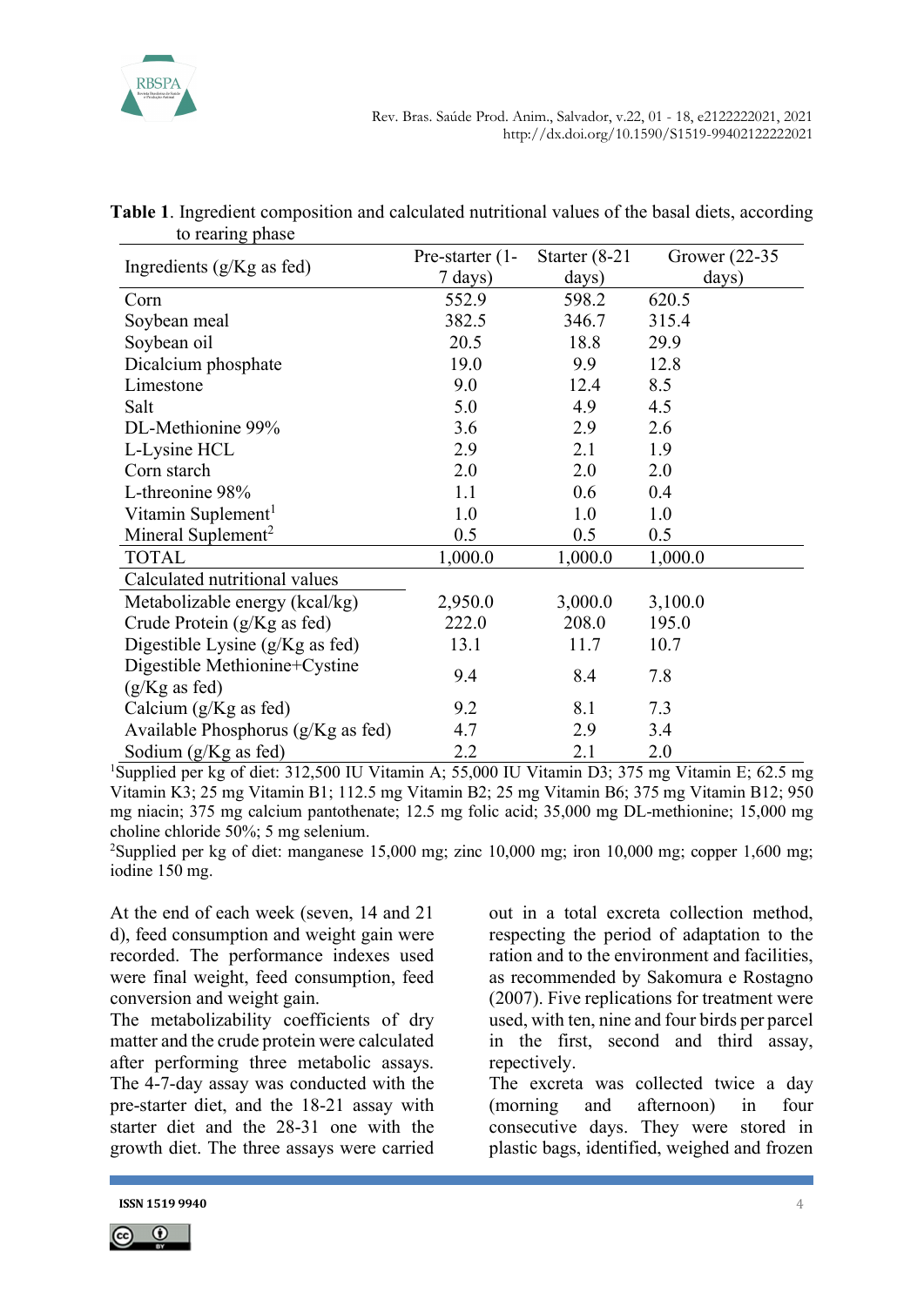**Table 1**. Ingredient composition and calculated nutritional values of the basal diets, according to rearing phase

| Ingredients (g/Kg as fed) | Pre-starter (1-7 days) | Starter (8-21 days) | Grower (22-35 days) |
|---|---|---|---|
| Corn | 552.9 | 598.2 | 620.5 |
| Soybean meal | 382.5 | 346.7 | 315.4 |
| Soybean oil | 20.5 | 18.8 | 29.9 |
| Dicalcium phosphate | 19.0 | 9.9 | 12.8 |
| Limestone | 9.0 | 12.4 | 8.5 |
| Salt | 5.0 | 4.9 | 4.5 |
| DL-Methionine 99% | 3.6 | 2.9 | 2.6 |
| L-Lysine HCL | 2.9 | 2.1 | 1.9 |
| Corn starch | 2.0 | 2.0 | 2.0 |
| L-threonine 98% | 1.1 | 0.6 | 0.4 |
| Vitamin Suplement[1] | 1.0 | 1.0 | 1.0 |
| Mineral Suplement[2] | 0.5 | 0.5 | 0.5 |
| TOTAL | 1,000.0 | 1,000.0 | 1,000.0 |
| Calculated nutritional values | | | |
| Metabolizable energy (kcal/kg) | 2,950.0 | 3,000.0 | 3,100.0 |
| Crude Protein (g/Kg as fed) | 222.0 | 208.0 | 195.0 |
| Digestible Lysine (g/Kg as fed) | 13.1 | 11.7 | 10.7 |
| Digestible Methionine+Cystine (g/Kg as fed) | 9.4 | 8.4 | 7.8 |
| Calcium (g/Kg as fed) | 9.2 | 8.1 | 7.3 |
| Available Phosphorus (g/Kg as fed) | 4.7 | 2.9 | 3.4 |
| Sodium (g/Kg as fed) | 2.2 | 2.1 | 2.0 |

[1]Supplied per kg of diet: 312,500 IU Vitamin A; 55,000 IU Vitamin D3; 375 mg Vitamin E; 62.5 mg Vitamin K3; 25 mg Vitamin B1; 112.5 mg Vitamin B2; 25 mg Vitamin B6; 375 mg Vitamin B12; 950 mg niacin; 375 mg calcium pantothenate; 12.5 mg folic acid; 35,000 mg DL-methionine; 15,000 mg choline chloride 50%; 5 mg selenium.

[2]Supplied per kg of diet: manganese 15,000 mg; zinc 10,000 mg; iron 10,000 mg; copper 1,600 mg; iodine 150 mg.

At the end of each week (seven, 14 and 21 d), feed consumption and weight gain were recorded. The performance indexes used were final weight, feed consumption, feed conversion and weight gain.

The metabolizability coefficients of dry matter and the crude protein were calculated after performing three metabolic assays. The 4-7-day assay was conducted with the pre-starter diet, and the 18-21 assay with starter diet and the 28-31 one with the growth diet. The three assays were carried out in a total excreta collection method, respecting the period of adaptation to the ration and to the environment and facilities, as recommended by Sakomura e Rostagno (2007). Five replications for treatment were used, with ten, nine and four birds per parcel in the first, second and third assay, repectively.

The excreta was collected twice a day (morning and afternoon) in four consecutive days. They were stored in plastic bags, identified, weighed and frozen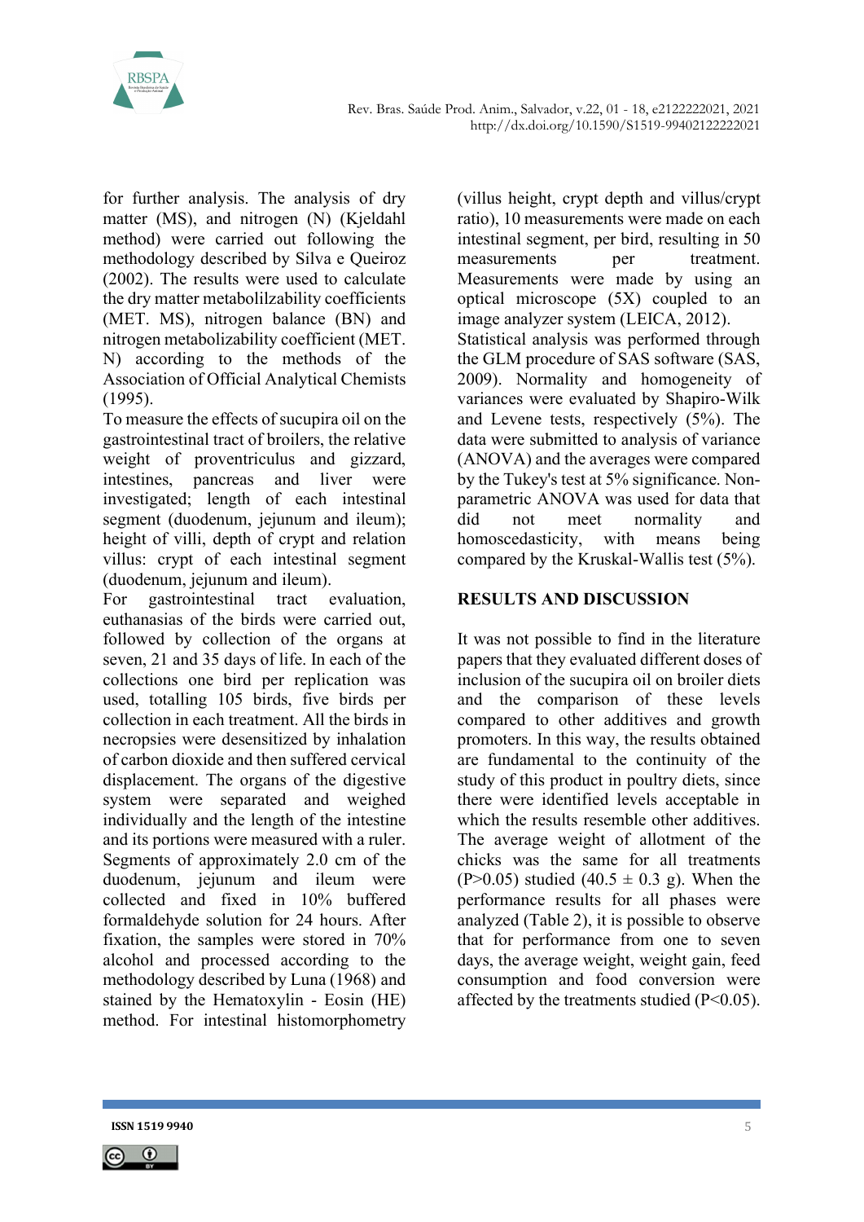for further analysis. The analysis of dry matter (MS), and nitrogen (N) (Kjeldahl method) were carried out following the methodology described by Silva e Queiroz (2002). The results were used to calculate the dry matter metabolilzability coefficients (MET. MS), nitrogen balance (BN) and nitrogen metabolizability coefficient (MET. N) according to the methods of the Association of Official Analytical Chemists (1995).

To measure the effects of sucupira oil on the gastrointestinal tract of broilers, the relative weight of proventriculus and gizzard, intestines, pancreas and liver were investigated; length of each intestinal segment (duodenum, jejunum and ileum); height of villi, depth of crypt and relation villus: crypt of each intestinal segment (duodenum, jejunum and ileum).

For gastrointestinal tract evaluation, euthanasias of the birds were carried out, followed by collection of the organs at seven, 21 and 35 days of life. In each of the collections one bird per replication was used, totalling 105 birds, five birds per collection in each treatment. All the birds in necropsies were desensitized by inhalation of carbon dioxide and then suffered cervical displacement. The organs of the digestive system were separated and weighed individually and the length of the intestine and its portions were measured with a ruler. Segments of approximately 2.0 cm of the duodenum, jejunum and ileum were collected and fixed in 10% buffered formaldehyde solution for 24 hours. After fixation, the samples were stored in 70% alcohol and processed according to the methodology described by Luna (1968) and stained by the Hematoxylin - Eosin (HE) method. For intestinal histomorphometry (villus height, crypt depth and villus/crypt ratio), 10 measurements were made on each intestinal segment, per bird, resulting in 50 measurements per treatment. Measurements were made by using an optical microscope (5X) coupled to an image analyzer system (LEICA, 2012).

Statistical analysis was performed through the GLM procedure of SAS software (SAS, 2009). Normality and homogeneity of variances were evaluated by Shapiro-Wilk and Levene tests, respectively (5%). The data were submitted to analysis of variance (ANOVA) and the averages were compared by the Tukey's test at 5% significance. Non-parametric ANOVA was used for data that did not meet normality and homoscedasticity, with means being compared by the Kruskal-Wallis test (5%).

## RESULTS AND DISCUSSION

It was not possible to find in the literature papers that they evaluated different doses of inclusion of the sucupira oil on broiler diets and the comparison of these levels compared to other additives and growth promoters. In this way, the results obtained are fundamental to the continuity of the study of this product in poultry diets, since there were identified levels acceptable in which the results resemble other additives.

The average weight of allotment of the chicks was the same for all treatments ($P>0.05$) studied ($40.5 \pm 0.3$ g). When the performance results for all phases were analyzed (Table 2), it is possible to observe that for performance from one to seven days, the average weight, weight gain, feed consumption and food conversion were affected by the treatments studied ($P<0.05$).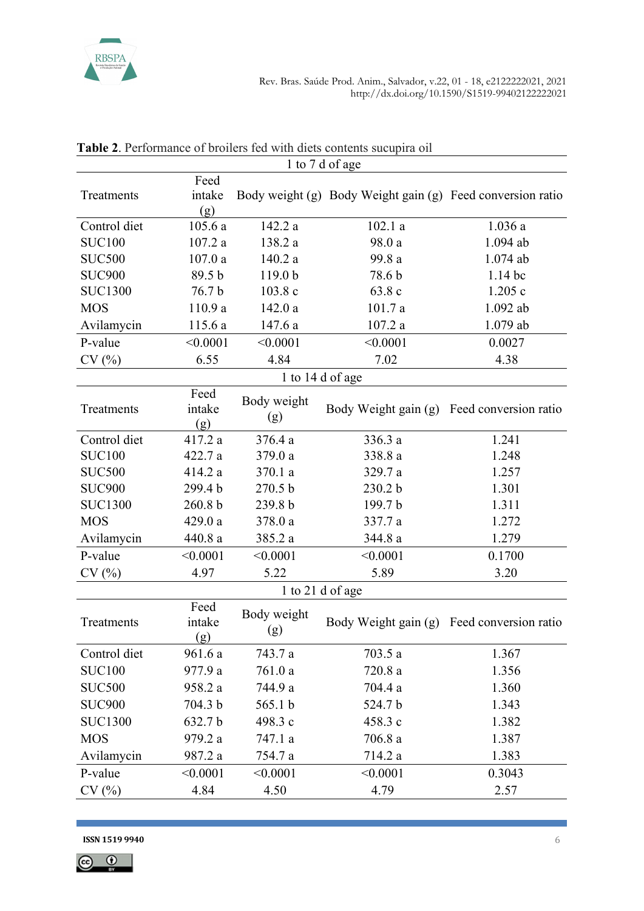**Table 2**. Performance of broilers fed with diets contents sucupira oil

| 1 to 7 d of age | | | | |
|---|---|---|---|---|
| Treatments | Feed intake (g) | Body weight (g) | Body Weight gain (g) | Feed conversion ratio |
| Control diet | 105.6 a | 142.2 a | 102.1 a | 1.036 a |
| SUC100 | 107.2 a | 138.2 a | 98.0 a | 1.094 ab |
| SUC500 | 107.0 a | 140.2 a | 99.8 a | 1.074 ab |
| SUC900 | 89.5 b | 119.0 b | 78.6 b | 1.14 bc |
| SUC1300 | 76.7 b | 103.8 c | 63.8 c | 1.205 c |
| MOS | 110.9 a | 142.0 a | 101.7 a | 1.092 ab |
| Avilamycin | 115.6 a | 147.6 a | 107.2 a | 1.079 ab |
| P-value | <0.0001 | <0.0001 | <0.0001 | 0.0027 |
| CV (%) | 6.55 | 4.84 | 7.02 | 4.38 |
| **1 to 14 d of age** | | | | |
| Treatments | Feed intake (g) | Body weight (g) | Body Weight gain (g) | Feed conversion ratio |
| Control diet | 417.2 a | 376.4 a | 336.3 a | 1.241 |
| SUC100 | 422.7 a | 379.0 a | 338.8 a | 1.248 |
| SUC500 | 414.2 a | 370.1 a | 329.7 a | 1.257 |
| SUC900 | 299.4 b | 270.5 b | 230.2 b | 1.301 |
| SUC1300 | 260.8 b | 239.8 b | 199.7 b | 1.311 |
| MOS | 429.0 a | 378.0 a | 337.7 a | 1.272 |
| Avilamycin | 440.8 a | 385.2 a | 344.8 a | 1.279 |
| P-value | <0.0001 | <0.0001 | <0.0001 | 0.1700 |
| CV (%) | 4.97 | 5.22 | 5.89 | 3.20 |
| **1 to 21 d of age** | | | | |
| Treatments | Feed intake (g) | Body weight (g) | Body Weight gain (g) | Feed conversion ratio |
| Control diet | 961.6 a | 743.7 a | 703.5 a | 1.367 |
| SUC100 | 977.9 a | 761.0 a | 720.8 a | 1.356 |
| SUC500 | 958.2 a | 744.9 a | 704.4 a | 1.360 |
| SUC900 | 704.3 b | 565.1 b | 524.7 b | 1.343 |
| SUC1300 | 632.7 b | 498.3 c | 458.3 c | 1.382 |
| MOS | 979.2 a | 747.1 a | 706.8 a | 1.387 |
| Avilamycin | 987.2 a | 754.7 a | 714.2 a | 1.383 |
| P-value | <0.0001 | <0.0001 | <0.0001 | 0.3043 |
| CV (%) | 4.84 | 4.50 | 4.79 | 2.57 |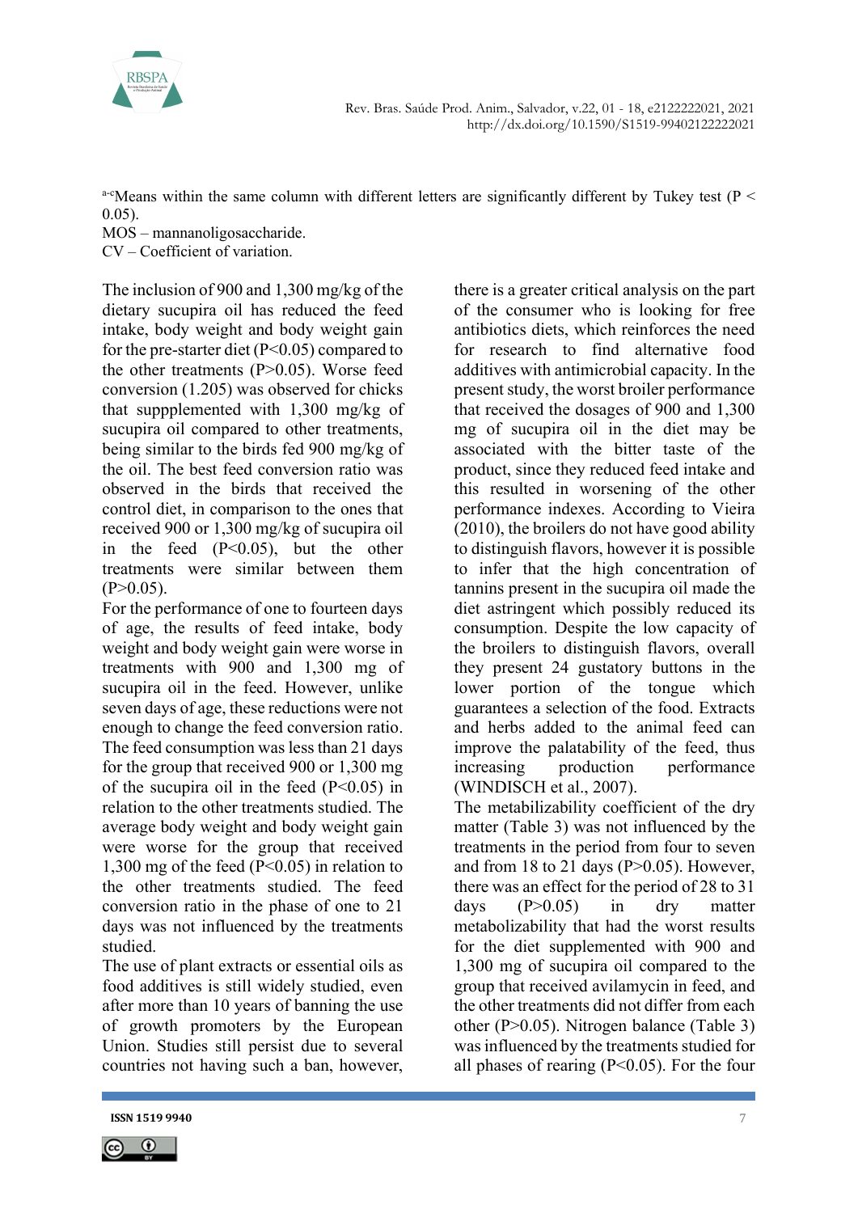[a-c]Means within the same column with different letters are significantly different by Tukey test ($P < 0.05$).
MOS – mannanoligosaccharide.
CV – Coefficient of variation.

The inclusion of 900 and 1,300 mg/kg of the dietary sucupira oil has reduced the feed intake, body weight and body weight gain for the pre-starter diet ($P<0.05$) compared to the other treatments ($P>0.05$). Worse feed conversion (1.205) was observed for chicks that suppplemented with 1,300 mg/kg of sucupira oil compared to other treatments, being similar to the birds fed 900 mg/kg of the oil. The best feed conversion ratio was observed in the birds that received the control diet, in comparison to the ones that received 900 or 1,300 mg/kg of sucupira oil in the feed ($P<0.05$), but the other treatments were similar between them ($P>0.05$).

For the performance of one to fourteen days of age, the results of feed intake, body weight and body weight gain were worse in treatments with 900 and 1,300 mg of sucupira oil in the feed. However, unlike seven days of age, these reductions were not enough to change the feed conversion ratio. The feed consumption was less than 21 days for the group that received 900 or 1,300 mg of the sucupira oil in the feed ($P<0.05$) in relation to the other treatments studied. The average body weight and body weight gain were worse for the group that received 1,300 mg of the feed ($P<0.05$) in relation to the other treatments studied. The feed conversion ratio in the phase of one to 21 days was not influenced by the treatments studied.

The use of plant extracts or essential oils as food additives is still widely studied, even after more than 10 years of banning the use of growth promoters by the European Union. Studies still persist due to several countries not having such a ban, however, there is a greater critical analysis on the part of the consumer who is looking for free antibiotics diets, which reinforces the need for research to find alternative food additives with antimicrobial capacity. In the present study, the worst broiler performance that received the dosages of 900 and 1,300 mg of sucupira oil in the diet may be associated with the bitter taste of the product, since they reduced feed intake and this resulted in worsening of the other performance indexes. According to Vieira (2010), the broilers do not have good ability to distinguish flavors, however it is possible to infer that the high concentration of tannins present in the sucupira oil made the diet astringent which possibly reduced its consumption. Despite the low capacity of the broilers to distinguish flavors, overall they present 24 gustatory buttons in the lower portion of the tongue which guarantees a selection of the food. Extracts and herbs added to the animal feed can improve the palatability of the feed, thus increasing production performance (WINDISCH et al., 2007).

The metabilizability coefficient of the dry matter (Table 3) was not influenced by the treatments in the period from four to seven and from 18 to 21 days ($P>0.05$). However, there was an effect for the period of 28 to 31 days ($P>0.05$) in dry matter metabolizability that had the worst results for the diet supplemented with 900 and 1,300 mg of sucupira oil compared to the group that received avilamycin in feed, and the other treatments did not differ from each other ($P>0.05$). Nitrogen balance (Table 3) was influenced by the treatments studied for all phases of rearing ($P<0.05$). For the four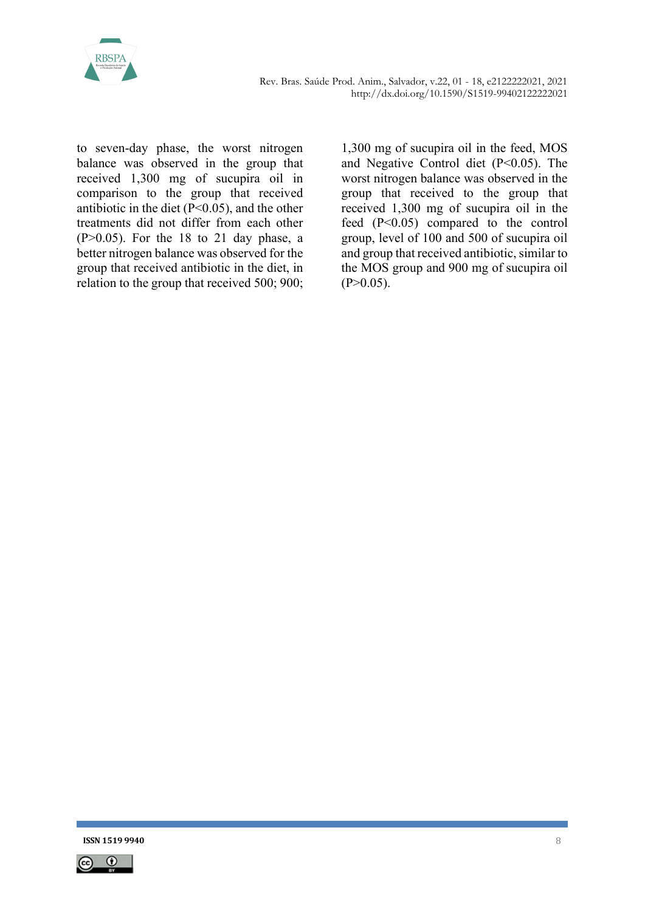to seven-day phase, the worst nitrogen balance was observed in the group that received 1,300 mg of sucupira oil in comparison to the group that received antibiotic in the diet ($P<0.05$), and the other treatments did not differ from each other ($P>0.05$). For the 18 to 21 day phase, a better nitrogen balance was observed for the group that received antibiotic in the diet, in relation to the group that received 500; 900; 1,300 mg of sucupira oil in the feed, MOS and Negative Control diet ($P<0.05$). The worst nitrogen balance was observed in the group that received to the group that received 1,300 mg of sucupira oil in the feed ($P<0.05$) compared to the control group, level of 100 and 500 of sucupira oil and group that received antibiotic, similar to the MOS group and 900 mg of sucupira oil ($P>0.05$).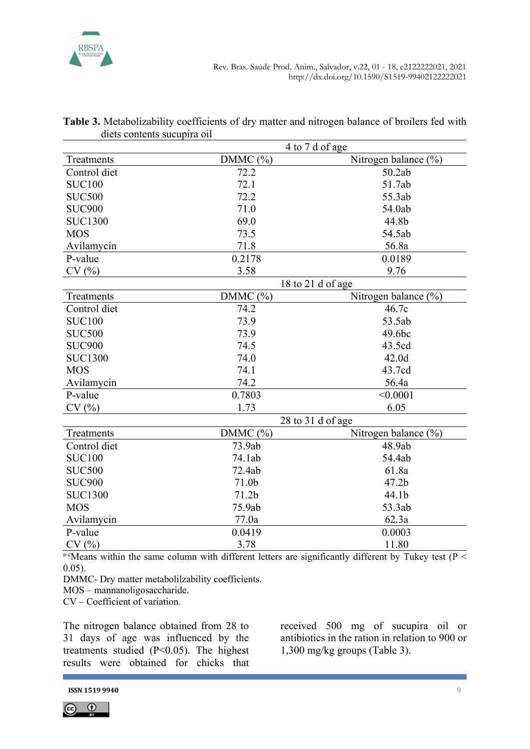**Table 3.** Metabolizability coefficients of dry matter and nitrogen balance of broilers fed with diets contents sucupira oil

| | 4 to 7 d of age | |
|---|---|---|
| Treatments | DMMC (%) | Nitrogen balance (%) |
| Control diet | 72.2 | 50.2ab |
| SUC100 | 72.1 | 51.7ab |
| SUC500 | 72.2 | 55.3ab |
| SUC900 | 71.0 | 54.0ab |
| SUC1300 | 69.0 | 44.8b |
| MOS | 73.5 | 54.5ab |
| Avilamycin | 71.8 | 56.8a |
| P-value | 0.2178 | 0.0189 |
| CV (%) | 3.58 | 9.76 |
| | 18 to 21 d of age | |
| Treatments | DMMC (%) | Nitrogen balance (%) |
| Control diet | 74.2 | 46.7c |
| SUC100 | 73.9 | 53.5ab |
| SUC500 | 73.9 | 49.6bc |
| SUC900 | 74.5 | 43.5cd |
| SUC1300 | 74.0 | 42.0d |
| MOS | 74.1 | 43.7cd |
| Avilamycin | 74.2 | 56.4a |
| P-value | 0.7803 | <0.0001 |
| CV (%) | 1.73 | 6.05 |
| | 28 to 31 d of age | |
| Treatments | DMMC (%) | Nitrogen balance (%) |
| Control diet | 73.9ab | 48.9ab |
| SUC100 | 74.1ab | 54.4ab |
| SUC500 | 72.4ab | 61.8a |
| SUC900 | 71.0b | 47.2b |
| SUC1300 | 71.2b | 44.1b |
| MOS | 75.9ab | 53.3ab |
| Avilamycin | 77.0a | 62.3a |
| P-value | 0.0419 | 0.0003 |
| CV (%) | 3.78 | 11.80 |

[a-c]Means within the same column with different letters are significantly different by Tukey test ($P < 0.05$).

DMMC- Dry matter metabolilzability coefficients.

MOS – mannanoligosaccharide.

CV – Coefficient of variation.

The nitrogen balance obtained from 28 to 31 days of age was influenced by the treatments studied ($P<0.05$). The highest results were obtained for chicks that received 500 mg of sucupira oil or antibiotics in the ration in relation to 900 or 1,300 mg/kg groups (Table 3).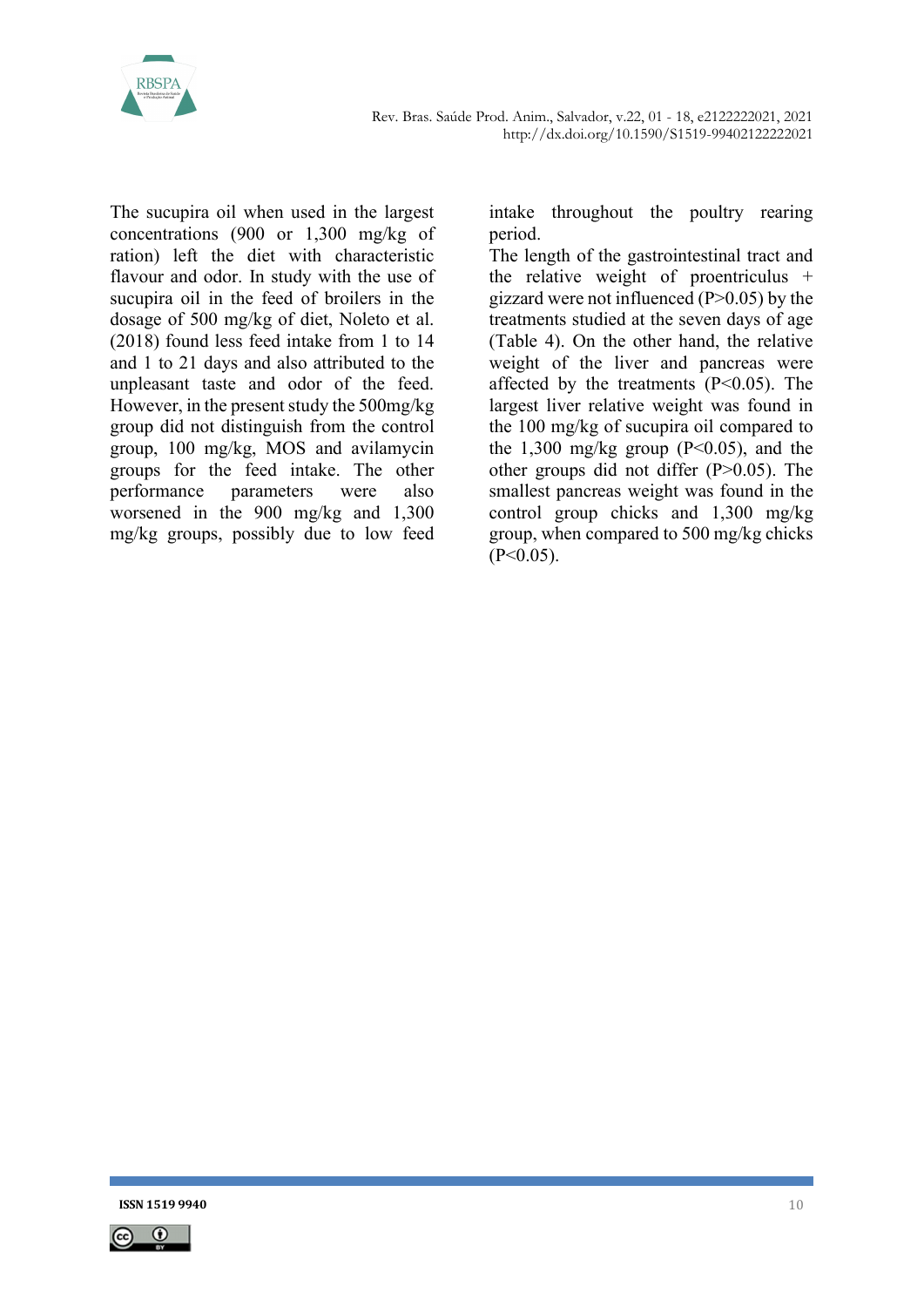The sucupira oil when used in the largest concentrations (900 or 1,300 mg/kg of ration) left the diet with characteristic flavour and odor. In study with the use of sucupira oil in the feed of broilers in the dosage of 500 mg/kg of diet, Noleto et al. (2018) found less feed intake from 1 to 14 and 1 to 21 days and also attributed to the unpleasant taste and odor of the feed. However, in the present study the 500mg/kg group did not distinguish from the control group, 100 mg/kg, MOS and avilamycin groups for the feed intake. The other performance parameters were also worsened in the 900 mg/kg and 1,300 mg/kg groups, possibly due to low feed intake throughout the poultry rearing period.

The length of the gastrointestinal tract and the relative weight of proentriculus + gizzard were not influenced ($P>0.05$) by the treatments studied at the seven days of age (Table 4). On the other hand, the relative weight of the liver and pancreas were affected by the treatments ($P<0.05$). The largest liver relative weight was found in the 100 mg/kg of sucupira oil compared to the 1,300 mg/kg group ($P<0.05$), and the other groups did not differ ($P>0.05$). The smallest pancreas weight was found in the control group chicks and 1,300 mg/kg group, when compared to 500 mg/kg chicks ($P<0.05$).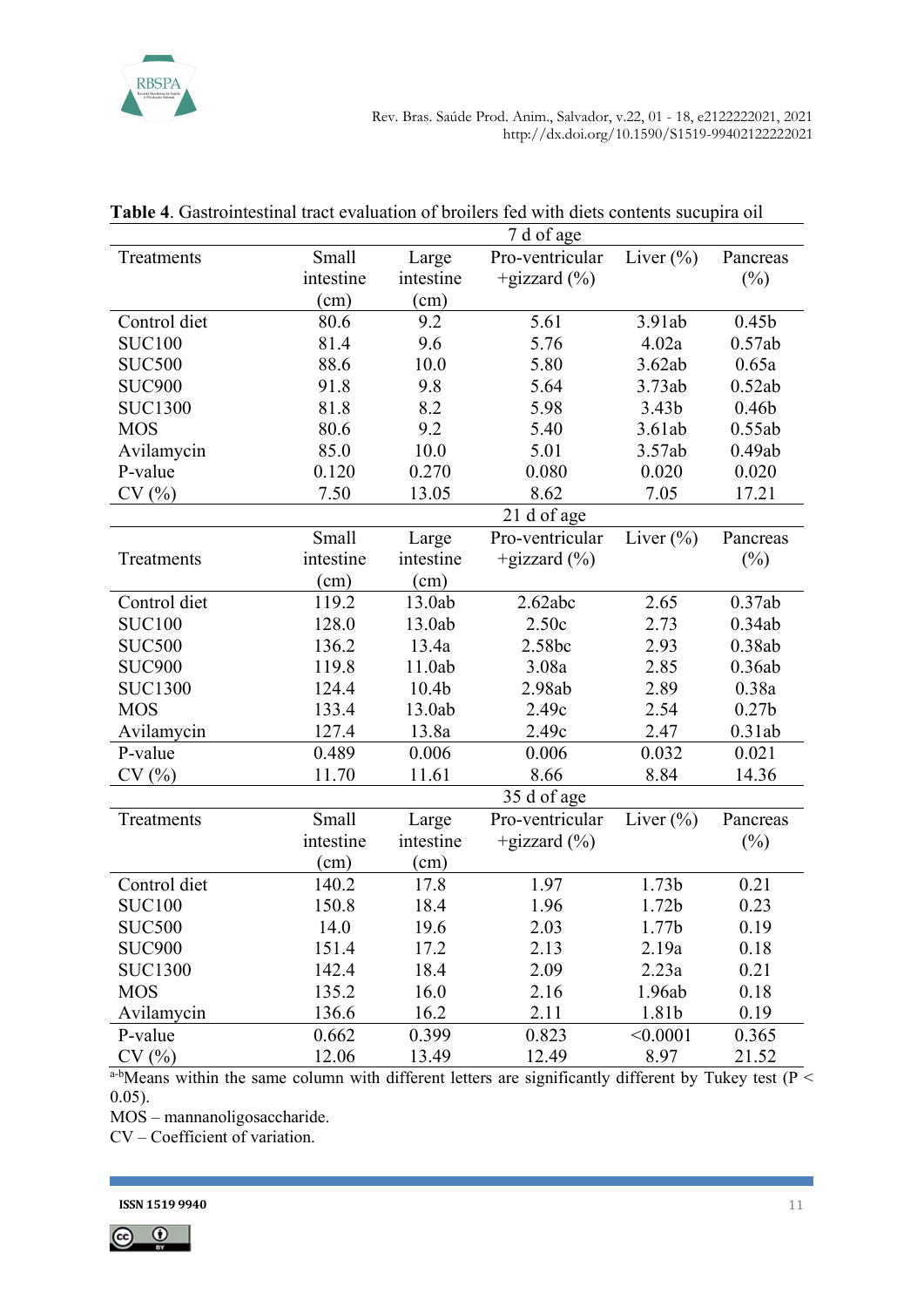**Table 4**. Gastrointestinal tract evaluation of broilers fed with diets contents sucupira oil

| | 7 d of age | | | | |
|---|---|---|---|---|---|
| Treatments | Small intestine (cm) | Large intestine (cm) | Pro-ventricular +gizzard (%) | Liver (%) | Pancreas (%) |
| Control diet | 80.6 | 9.2 | 5.61 | 3.91ab | 0.45b |
| SUC100 | 81.4 | 9.6 | 5.76 | 4.02a | 0.57ab |
| SUC500 | 88.6 | 10.0 | 5.80 | 3.62ab | 0.65a |
| SUC900 | 91.8 | 9.8 | 5.64 | 3.73ab | 0.52ab |
| SUC1300 | 81.8 | 8.2 | 5.98 | 3.43b | 0.46b |
| MOS | 80.6 | 9.2 | 5.40 | 3.61ab | 0.55ab |
| Avilamycin | 85.0 | 10.0 | 5.01 | 3.57ab | 0.49ab |
| P-value | 0.120 | 0.270 | 0.080 | 0.020 | 0.020 |
| CV (%) | 7.50 | 13.05 | 8.62 | 7.05 | 17.21 |
| | 21 d of age | | | | |
| Treatments | Small intestine (cm) | Large intestine (cm) | Pro-ventricular +gizzard (%) | Liver (%) | Pancreas (%) |
| Control diet | 119.2 | 13.0ab | 2.62abc | 2.65 | 0.37ab |
| SUC100 | 128.0 | 13.0ab | 2.50c | 2.73 | 0.34ab |
| SUC500 | 136.2 | 13.4a | 2.58bc | 2.93 | 0.38ab |
| SUC900 | 119.8 | 11.0ab | 3.08a | 2.85 | 0.36ab |
| SUC1300 | 124.4 | 10.4b | 2.98ab | 2.89 | 0.38a |
| MOS | 133.4 | 13.0ab | 2.49c | 2.54 | 0.27b |
| Avilamycin | 127.4 | 13.8a | 2.49c | 2.47 | 0.31ab |
| P-value | 0.489 | 0.006 | 0.006 | 0.032 | 0.021 |
| CV (%) | 11.70 | 11.61 | 8.66 | 8.84 | 14.36 |
| | 35 d of age | | | | |
| Treatments | Small intestine (cm) | Large intestine (cm) | Pro-ventricular +gizzard (%) | Liver (%) | Pancreas (%) |
| Control diet | 140.2 | 17.8 | 1.97 | 1.73b | 0.21 |
| SUC100 | 150.8 | 18.4 | 1.96 | 1.72b | 0.23 |
| SUC500 | 14.0 | 19.6 | 2.03 | 1.77b | 0.19 |
| SUC900 | 151.4 | 17.2 | 2.13 | 2.19a | 0.18 |
| SUC1300 | 142.4 | 18.4 | 2.09 | 2.23a | 0.21 |
| MOS | 135.2 | 16.0 | 2.16 | 1.96ab | 0.18 |
| Avilamycin | 136.6 | 16.2 | 2.11 | 1.81b | 0.19 |
| P-value | 0.662 | 0.399 | 0.823 | <0.0001 | 0.365 |
| CV (%) | 12.06 | 13.49 | 12.49 | 8.97 | 21.52 |

[a-b]Means within the same column with different letters are significantly different by Tukey test ($P < 0.05$).

MOS – mannanoligosaccharide.

CV – Coefficient of variation.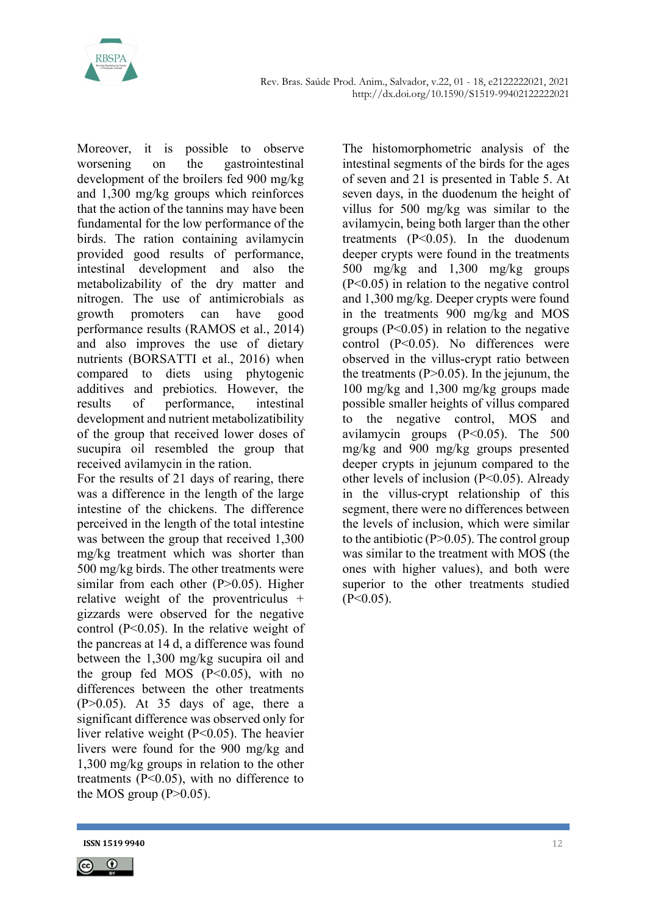Moreover, it is possible to observe worsening on the gastrointestinal development of the broilers fed 900 mg/kg and 1,300 mg/kg groups which reinforces that the action of the tannins may have been fundamental for the low performance of the birds. The ration containing avilamycin provided good results of performance, intestinal development and also the metabolizability of the dry matter and nitrogen. The use of antimicrobials as growth promoters can have good performance results (RAMOS et al., 2014) and also improves the use of dietary nutrients (BORSATTI et al., 2016) when compared to diets using phytogenic additives and prebiotics. However, the results of performance, intestinal development and nutrient metabolizatibility of the group that received lower doses of sucupira oil resembled the group that received avilamycin in the ration.

For the results of 21 days of rearing, there was a difference in the length of the large intestine of the chickens. The difference perceived in the length of the total intestine was between the group that received 1,300 mg/kg treatment which was shorter than 500 mg/kg birds. The other treatments were similar from each other (P>0.05). Higher relative weight of the proventriculus + gizzards were observed for the negative control (P<0.05). In the relative weight of the pancreas at 14 d, a difference was found between the 1,300 mg/kg sucupira oil and the group fed MOS (P<0.05), with no differences between the other treatments (P>0.05). At 35 days of age, there a significant difference was observed only for liver relative weight (P<0.05). The heavier livers were found for the 900 mg/kg and 1,300 mg/kg groups in relation to the other treatments (P<0.05), with no difference to the MOS group (P>0.05).

The histomorphometric analysis of the intestinal segments of the birds for the ages of seven and 21 is presented in Table 5. At seven days, in the duodenum the height of villus for 500 mg/kg was similar to the avilamycin, being both larger than the other treatments (P<0.05). In the duodenum deeper crypts were found in the treatments 500 mg/kg and 1,300 mg/kg groups (P<0.05) in relation to the negative control and 1,300 mg/kg. Deeper crypts were found in the treatments 900 mg/kg and MOS groups (P<0.05) in relation to the negative control (P<0.05). No differences were observed in the villus-crypt ratio between the treatments (P>0.05). In the jejunum, the 100 mg/kg and 1,300 mg/kg groups made possible smaller heights of villus compared to the negative control, MOS and avilamycin groups (P<0.05). The 500 mg/kg and 900 mg/kg groups presented deeper crypts in jejunum compared to the other levels of inclusion (P<0.05). Already in the villus-crypt relationship of this segment, there were no differences between the levels of inclusion, which were similar to the antibiotic (P>0.05). The control group was similar to the treatment with MOS (the ones with higher values), and both were superior to the other treatments studied (P<0.05).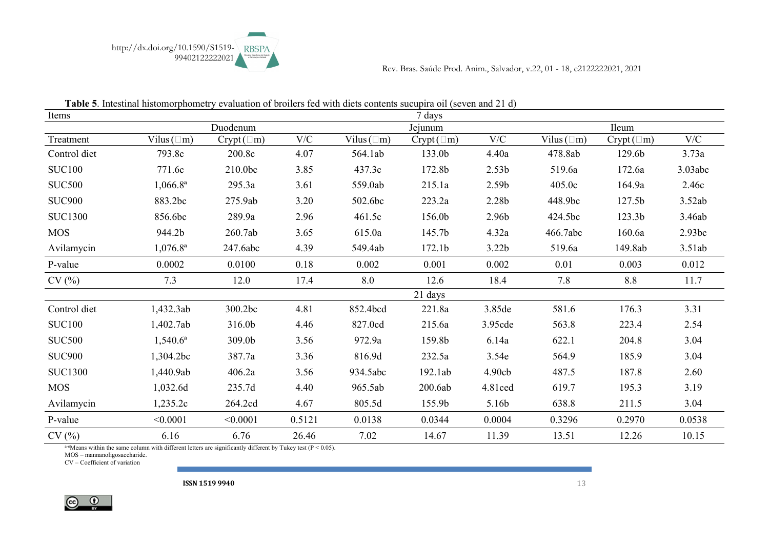**Table 5**. Intestinal histomorphometry evaluation of broilers fed with diets contents sucupira oil (seven and 21 d)

| Items | 7 days | | | | | | | | |
|---|---|---|---|---|---|---|---|---|---|
| | Duodenum | | | Jejunum | | | Ileum | | |
| Treatment | Vilus (μm) | Crypt (μm) | V/C | Vilus (μm) | Crypt (μm) | V/C | Vilus (μm) | Crypt (μm) | V/C |
| Control diet | 793.8c | 200.8c | 4.07 | 564.1ab | 133.0b | 4.40a | 478.8ab | 129.6b | 3.73a |
| SUC100 | 771.6c | 210.0bc | 3.85 | 437.3c | 172.8b | 2.53b | 519.6a | 172.6a | 3.03abc |
| SUC500 | 1,066.8a | 295.3a | 3.61 | 559.0ab | 215.1a | 2.59b | 405.0c | 164.9a | 2.46c |
| SUC900 | 883.2bc | 275.9ab | 3.20 | 502.6bc | 223.2a | 2.28b | 448.9bc | 127.5b | 3.52ab |
| SUC1300 | 856.6bc | 289.9a | 2.96 | 461.5c | 156.0b | 2.96b | 424.5bc | 123.3b | 3.46ab |
| MOS | 944.2b | 260.7ab | 3.65 | 615.0a | 145.7b | 4.32a | 466.7abc | 160.6a | 2.93bc |
| Avilamycin | 1,076.8a | 247.6abc | 4.39 | 549.4ab | 172.1b | 3.22b | 519.6a | 149.8ab | 3.51ab |
| P-value | 0.0002 | 0.0100 | 0.18 | 0.002 | 0.001 | 0.002 | 0.01 | 0.003 | 0.012 |
| CV (%) | 7.3 | 12.0 | 17.4 | 8.0 | 12.6 | 18.4 | 7.8 | 8.8 | 11.7 |
| | 21 days | | | | | | | | |
| Control diet | 1,432.3ab | 300.2bc | 4.81 | 852.4bcd | 221.8a | 3.85de | 581.6 | 176.3 | 3.31 |
| SUC100 | 1,402.7ab | 316.0b | 4.46 | 827.0cd | 215.6a | 3.95cde | 563.8 | 223.4 | 2.54 |
| SUC500 | 1,540.6a | 309.0b | 3.56 | 972.9a | 159.8b | 6.14a | 622.1 | 204.8 | 3.04 |
| SUC900 | 1,304.2bc | 387.7a | 3.36 | 816.9d | 232.5a | 3.54e | 564.9 | 185.9 | 3.04 |
| SUC1300 | 1,440.9ab | 406.2a | 3.56 | 934.5abc | 192.1ab | 4.90cb | 487.5 | 187.8 | 2.60 |
| MOS | 1,032.6d | 235.7d | 4.40 | 965.5ab | 200.6ab | 4.81ced | 619.7 | 195.3 | 3.19 |
| Avilamycin | 1,235.2c | 264.2cd | 4.67 | 805.5d | 155.9b | 5.16b | 638.8 | 211.5 | 3.04 |
| P-value | <0.0001 | <0.0001 | 0.5121 | 0.0138 | 0.0344 | 0.0004 | 0.3296 | 0.2970 | 0.0538 |
| CV (%) | 6.16 | 6.76 | 26.46 | 7.02 | 14.67 | 11.39 | 13.51 | 12.26 | 10.15 |

a-eMeans within the same column with different letters are significantly different by Tukey test ($P < 0.05$).
MOS – mannanoligosaccharide.
CV – Coefficient of variation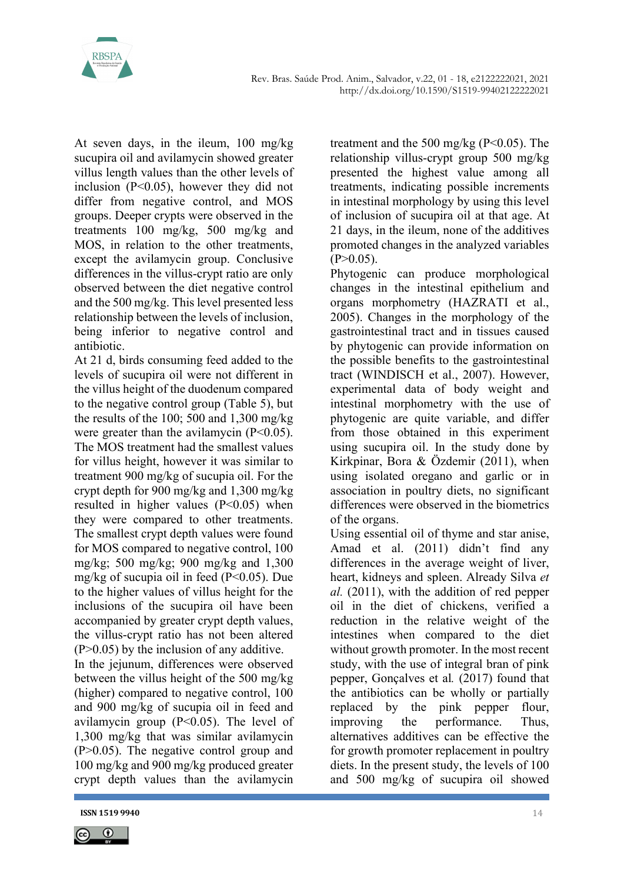At seven days, in the ileum, 100 mg/kg sucupira oil and avilamycin showed greater villus length values than the other levels of inclusion ($P<0.05$), however they did not differ from negative control, and MOS groups. Deeper crypts were observed in the treatments 100 mg/kg, 500 mg/kg and MOS, in relation to the other treatments, except the avilamycin group. Conclusive differences in the villus-crypt ratio are only observed between the diet negative control and the 500 mg/kg. This level presented less relationship between the levels of inclusion, being inferior to negative control and antibiotic.

At 21 d, birds consuming feed added to the levels of sucupira oil were not different in the villus height of the duodenum compared to the negative control group (Table 5), but the results of the 100; 500 and 1,300 mg/kg were greater than the avilamycin ($P<0.05$). The MOS treatment had the smallest values for villus height, however it was similar to treatment 900 mg/kg of sucupia oil. For the crypt depth for 900 mg/kg and 1,300 mg/kg resulted in higher values ($P<0.05$) when they were compared to other treatments. The smallest crypt depth values were found for MOS compared to negative control, 100 mg/kg; 500 mg/kg; 900 mg/kg and 1,300 mg/kg of sucupia oil in feed ($P<0.05$). Due to the higher values of villus height for the inclusions of the sucupira oil have been accompanied by greater crypt depth values, the villus-crypt ratio has not been altered ($P>0.05$) by the inclusion of any additive.

In the jejunum, differences were observed between the villus height of the 500 mg/kg (higher) compared to negative control, 100 and 900 mg/kg of sucupia oil in feed and avilamycin group ($P<0.05$). The level of 1,300 mg/kg that was similar avilamycin ($P>0.05$). The negative control group and 100 mg/kg and 900 mg/kg produced greater crypt depth values than the avilamycin treatment and the 500 mg/kg ($P<0.05$). The relationship villus-crypt group 500 mg/kg presented the highest value among all treatments, indicating possible increments in intestinal morphology by using this level of inclusion of sucupira oil at that age. At 21 days, in the ileum, none of the additives promoted changes in the analyzed variables ($P>0.05$).

Phytogenic can produce morphological changes in the intestinal epithelium and organs morphometry (HAZRATI et al., 2005). Changes in the morphology of the gastrointestinal tract and in tissues caused by phytogenic can provide information on the possible benefits to the gastrointestinal tract (WINDISCH et al., 2007). However, experimental data of body weight and intestinal morphometry with the use of phytogenic are quite variable, and differ from those obtained in this experiment using sucupira oil. In the study done by Kirkpinar, Bora & Özdemir (2011), when using isolated oregano and garlic or in association in poultry diets, no significant differences were observed in the biometrics of the organs.

Using essential oil of thyme and star anise, Amad et al. (2011) didn't find any differences in the average weight of liver, heart, kidneys and spleen. Already Silva *et al.* (2011), with the addition of red pepper oil in the diet of chickens, verified a reduction in the relative weight of the intestines when compared to the diet without growth promoter. In the most recent study, with the use of integral bran of pink pepper, Gonçalves et al*.* (2017) found that the antibiotics can be wholly or partially replaced by the pink pepper flour, improving the performance. Thus, alternatives additives can be effective the for growth promoter replacement in poultry diets. In the present study, the levels of 100 and 500 mg/kg of sucupira oil showed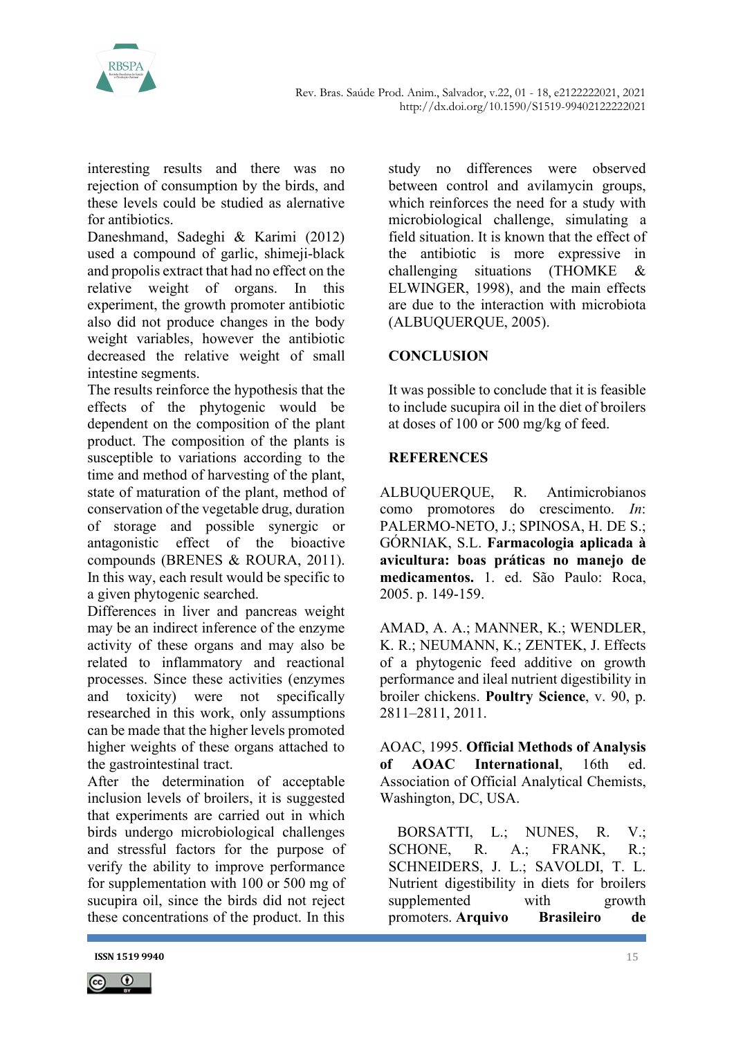interesting results and there was no rejection of consumption by the birds, and these levels could be studied as alernative for antibiotics.

Daneshmand, Sadeghi & Karimi (2012) used a compound of garlic, shimeji-black and propolis extract that had no effect on the relative weight of organs. In this experiment, the growth promoter antibiotic also did not produce changes in the body weight variables, however the antibiotic decreased the relative weight of small intestine segments.

The results reinforce the hypothesis that the effects of the phytogenic would be dependent on the composition of the plant product. The composition of the plants is susceptible to variations according to the time and method of harvesting of the plant, state of maturation of the plant, method of conservation of the vegetable drug, duration of storage and possible synergic or antagonistic effect of the bioactive compounds (BRENES & ROURA, 2011). In this way, each result would be specific to a given phytogenic searched.

Differences in liver and pancreas weight may be an indirect inference of the enzyme activity of these organs and may also be related to inflammatory and reactional processes. Since these activities (enzymes and toxicity) were not specifically researched in this work, only assumptions can be made that the higher levels promoted higher weights of these organs attached to the gastrointestinal tract.

After the determination of acceptable inclusion levels of broilers, it is suggested that experiments are carried out in which birds undergo microbiological challenges and stressful factors for the purpose of verify the ability to improve performance for supplementation with 100 or 500 mg of sucupira oil, since the birds did not reject these concentrations of the product. In this study no differences were observed between control and avilamycin groups, which reinforces the need for a study with microbiological challenge, simulating a field situation. It is known that the effect of the antibiotic is more expressive in challenging situations (THOMKE & ELWINGER, 1998), and the main effects are due to the interaction with microbiota (ALBUQUERQUE, 2005).

## CONCLUSION

It was possible to conclude that it is feasible to include sucupira oil in the diet of broilers at doses of 100 or 500 mg/kg of feed.

## REFERENCES

ALBUQUERQUE, R. Antimicrobianos como promotores do crescimento. *In*: PALERMO-NETO, J.; SPINOSA, H. DE S.; GÓRNIAK, S.L. **Farmacologia aplicada à avicultura: boas práticas no manejo de medicamentos.** 1. ed. São Paulo: Roca, 2005. p. 149-159.

AMAD, A. A.; MANNER, K.; WENDLER, K. R.; NEUMANN, K.; ZENTEK, J. Effects of a phytogenic feed additive on growth performance and ileal nutrient digestibility in broiler chickens. **Poultry Science**, v. 90, p. 2811–2811, 2011.

AOAC, 1995. **Official Methods of Analysis of AOAC International**, 16th ed. Association of Official Analytical Chemists, Washington, DC, USA.

BORSATTI, L.; NUNES, R. V.; SCHONE, R. A.; FRANK, R.; SCHNEIDERS, J. L.; SAVOLDI, T. L. Nutrient digestibility in diets for broilers supplemented with growth promoters. **Arquivo Brasileiro de**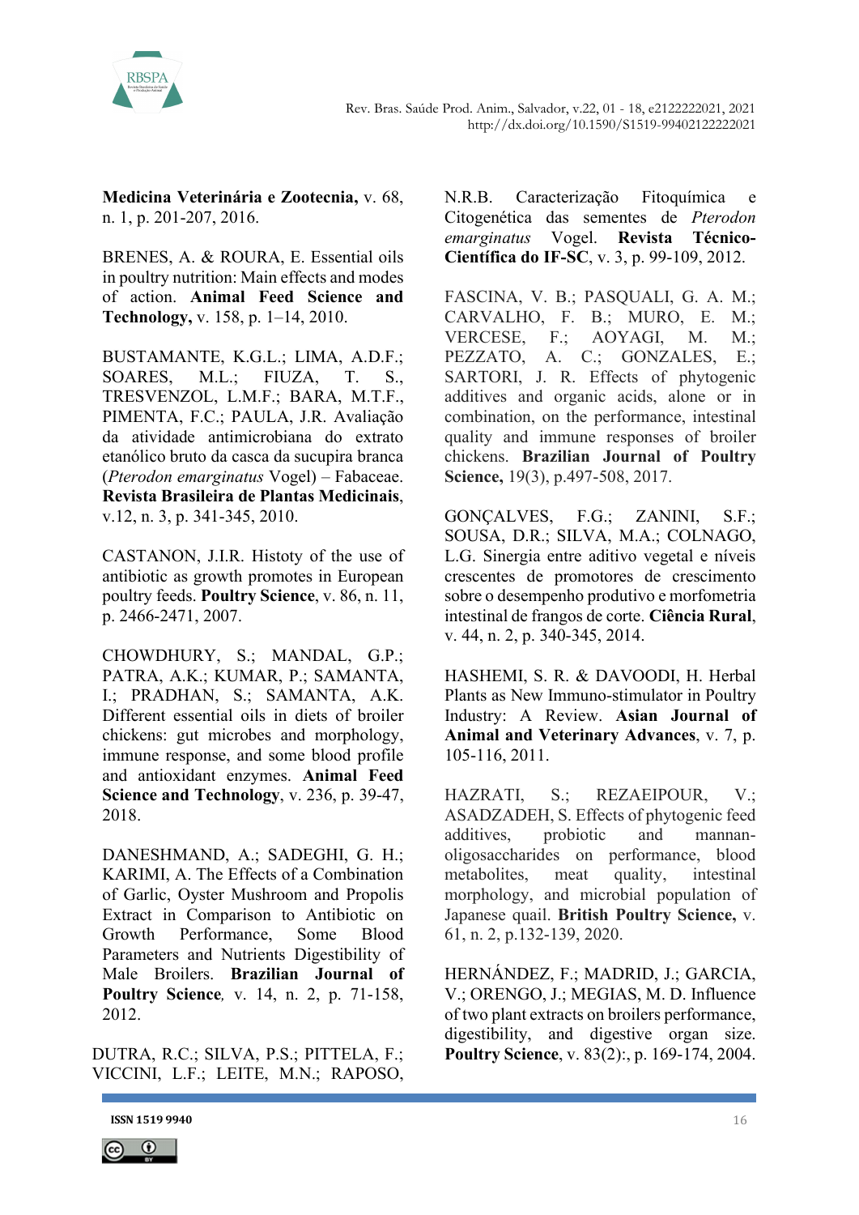**Medicina Veterinária e Zootecnia,** v. 68, n. 1, p. 201-207, 2016.

BRENES, A. & ROURA, E. Essential oils in poultry nutrition: Main effects and modes of action. **Animal Feed Science and Technology,** v. 158, p. 1–14, 2010.

BUSTAMANTE, K.G.L.; LIMA, A.D.F.; SOARES, M.L.; FIUZA, T. S., TRESVENZOL, L.M.F.; BARA, M.T.F., PIMENTA, F.C.; PAULA, J.R. Avaliação da atividade antimicrobiana do extrato etanólico bruto da casca da sucupira branca (*Pterodon emarginatus* Vogel) – Fabaceae. **Revista Brasileira de Plantas Medicinais**, v.12, n. 3, p. 341-345, 2010.

CASTANON, J.I.R. Histoty of the use of antibiotic as growth promotes in European poultry feeds. **Poultry Science**, v. 86, n. 11, p. 2466-2471, 2007.

CHOWDHURY, S.; MANDAL, G.P.; PATRA, A.K.; KUMAR, P.; SAMANTA, I.; PRADHAN, S.; SAMANTA, A.K. Different essential oils in diets of broiler chickens: gut microbes and morphology, immune response, and some blood profile and antioxidant enzymes. **Animal Feed Science and Technology**, v. 236, p. 39-47, 2018.

DANESHMAND, A.; SADEGHI, G. H.; KARIMI, A. The Effects of a Combination of Garlic, Oyster Mushroom and Propolis Extract in Comparison to Antibiotic on Growth Performance, Some Blood Parameters and Nutrients Digestibility of Male Broilers. **Brazilian Journal of Poultry Science***,* v. 14, n. 2, p. 71-158, 2012.

DUTRA, R.C.; SILVA, P.S.; PITTELA, F.; VICCINI, L.F.; LEITE, M.N.; RAPOSO, N.R.B. Caracterização Fitoquímica e Citogenética das sementes de *Pterodon emarginatus* Vogel. **Revista Técnico-Científica do IF-SC**, v. 3, p. 99-109, 2012.

FASCINA, V. B.; PASQUALI, G. A. M.; CARVALHO, F. B.; MURO, E. M.; VERCESE, F.; AOYAGI, M. M.; PEZZATO, A. C.; GONZALES, E.; SARTORI, J. R. Effects of phytogenic additives and organic acids, alone or in combination, on the performance, intestinal quality and immune responses of broiler chickens. **Brazilian Journal of Poultry Science,** 19(3), p.497-508, 2017.

GONÇALVES, F.G.; ZANINI, S.F.; SOUSA, D.R.; SILVA, M.A.; COLNAGO, L.G. Sinergia entre aditivo vegetal e níveis crescentes de promotores de crescimento sobre o desempenho produtivo e morfometria intestinal de frangos de corte. **Ciência Rural**, v. 44, n. 2, p. 340-345, 2014.

HASHEMI, S. R. & DAVOODI, H. Herbal Plants as New Immuno-stimulator in Poultry Industry: A Review. **Asian Journal of Animal and Veterinary Advances**, v. 7, p. 105-116, 2011.

HAZRATI, S.; REZAEIPOUR, V.; ASADZADEH, S. Effects of phytogenic feed additives, probiotic and mannan-oligosaccharides on performance, blood metabolites, meat quality, intestinal morphology, and microbial population of Japanese quail. **British Poultry Science,** v. 61, n. 2, p.132-139, 2020.

HERNÁNDEZ, F.; MADRID, J.; GARCIA, V.; ORENGO, J.; MEGIAS, M. D. Influence of two plant extracts on broilers performance, digestibility, and digestive organ size. **Poultry Science**, v. 83(2):, p. 169-174, 2004.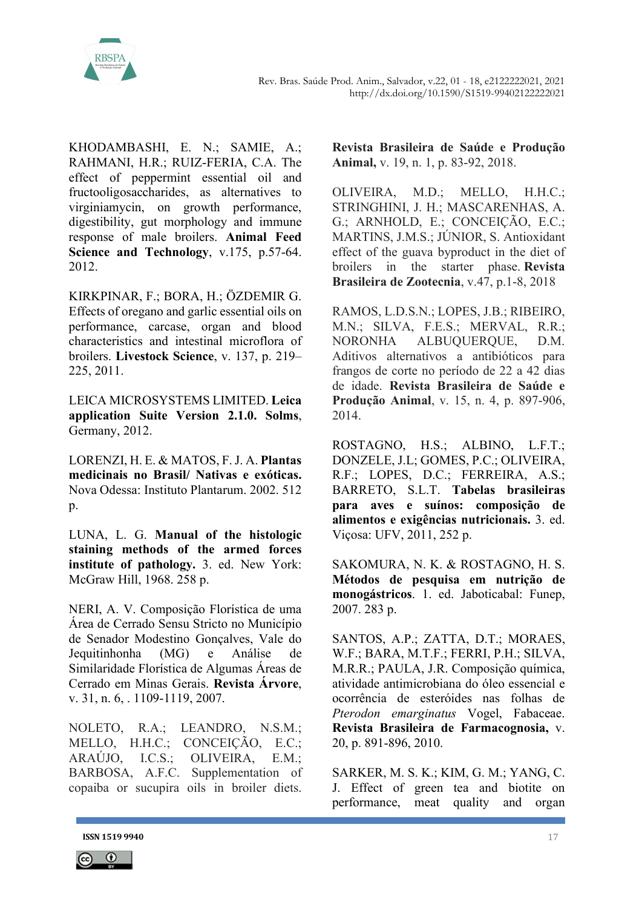KHODAMBASHI, E. N.; SAMIE, A.; RAHMANI, H.R.; RUIZ-FERIA, C.A. The effect of peppermint essential oil and fructooligosaccharides, as alternatives to virginiamycin, on growth performance, digestibility, gut morphology and immune response of male broilers. **Animal Feed Science and Technology**, v.175, p.57-64. 2012.

KIRKPINAR, F.; BORA, H.; ÖZDEMIR G. Effects of oregano and garlic essential oils on performance, carcase, organ and blood characteristics and intestinal microflora of broilers. **Livestock Science**, v. 137, p. 219–225, 2011.

LEICA MICROSYSTEMS LIMITED. **Leica application Suite Version 2.1.0. Solms**, Germany, 2012.

LORENZI, H. E. & MATOS, F. J. A. **Plantas medicinais no Brasil/ Nativas e exóticas.** Nova Odessa: Instituto Plantarum. 2002. 512 p.

LUNA, L. G. **Manual of the histologic staining methods of the armed forces institute of pathology.** 3. ed. New York: McGraw Hill, 1968. 258 p.

NERI, A. V. Composição Florística de uma Área de Cerrado Sensu Stricto no Município de Senador Modestino Gonçalves, Vale do Jequitinhonha (MG) e Análise de Similaridade Florística de Algumas Áreas de Cerrado em Minas Gerais. **Revista Árvore**, v. 31, n. 6, . 1109-1119, 2007.

NOLETO, R.A.; LEANDRO, N.S.M.; MELLO, H.H.C.; CONCEIÇÃO, E.C.; ARAÚJO, I.C.S.; OLIVEIRA, E.M.; BARBOSA, A.F.C. Supplementation of copaiba or sucupira oils in broiler diets. **Revista Brasileira de Saúde e Produção Animal,** v. 19, n. 1, p. 83-92, 2018.

OLIVEIRA, M.D.; MELLO, H.H.C.; STRINGHINI, J. H.; MASCARENHAS, A. G.; ARNHOLD, E.; CONCEIÇÃO, E.C.; MARTINS, J.M.S.; JÚNIOR, S. Antioxidant effect of the guava byproduct in the diet of broilers in the starter phase. **Revista Brasileira de Zootecnia**, v.47, p.1-8, 2018

RAMOS, L.D.S.N.; LOPES, J.B.; RIBEIRO, M.N.; SILVA, F.E.S.; MERVAL, R.R.; NORONHA ALBUQUERQUE, D.M. Aditivos alternativos a antibióticos para frangos de corte no período de 22 a 42 dias de idade. **Revista Brasileira de Saúde e Produção Animal**, v. 15, n. 4, p. 897-906, 2014.

ROSTAGNO, H.S.; ALBINO, L.F.T.; DONZELE, J.L; GOMES, P.C.; OLIVEIRA, R.F.; LOPES, D.C.; FERREIRA, A.S.; BARRETO, S.L.T. **Tabelas brasileiras para aves e suínos: composição de alimentos e exigências nutricionais.** 3. ed. Viçosa: UFV, 2011, 252 p.

SAKOMURA, N. K. & ROSTAGNO, H. S. **Métodos de pesquisa em nutrição de monogástricos**. 1. ed. Jaboticabal: Funep, 2007. 283 p.

SANTOS, A.P.; ZATTA, D.T.; MORAES, W.F.; BARA, M.T.F.; FERRI, P.H.; SILVA, M.R.R.; PAULA, J.R. Composição química, atividade antimicrobiana do óleo essencial e ocorrência de esteróides nas folhas de *Pterodon emarginatus* Vogel, Fabaceae. **Revista Brasileira de Farmacognosia,** v. 20, p. 891-896, 2010.

SARKER, M. S. K.; KIM, G. M.; YANG, C. J. Effect of green tea and biotite on performance, meat quality and organ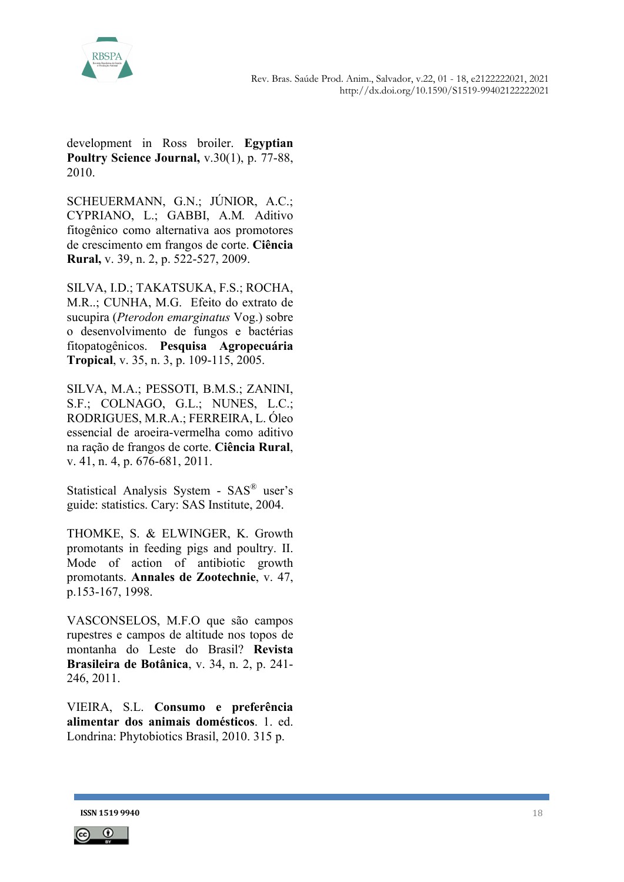development in Ross broiler. **Egyptian Poultry Science Journal,** v.30(1), p. 77-88, 2010.

SCHEUERMANN, G.N.; JÚNIOR, A.C.; CYPRIANO, L.; GABBI, A.M. Aditivo fitogênico como alternativa aos promotores de crescimento em frangos de corte. **Ciência Rural,** v. 39, n. 2, p. 522-527, 2009.

SILVA, I.D.; TAKATSUKA, F.S.; ROCHA, M.R..; CUNHA, M.G. Efeito do extrato de sucupira (*Pterodon emarginatus* Vog.) sobre o desenvolvimento de fungos e bactérias fitopatogênicos. **Pesquisa Agropecuária Tropical**, v. 35, n. 3, p. 109-115, 2005.

SILVA, M.A.; PESSOTI, B.M.S.; ZANINI, S.F.; COLNAGO, G.L.; NUNES, L.C.; RODRIGUES, M.R.A.; FERREIRA, L. Óleo essencial de aroeira-vermelha como aditivo na ração de frangos de corte. **Ciência Rural**, v. 41, n. 4, p. 676-681, 2011.

Statistical Analysis System - SAS® user's guide: statistics. Cary: SAS Institute, 2004.

THOMKE, S. & ELWINGER, K. Growth promotants in feeding pigs and poultry. II. Mode of action of antibiotic growth promotants. **Annales de Zootechnie**, v. 47, p.153-167, 1998.

VASCONSELOS, M.F.O que são campos rupestres e campos de altitude nos topos de montanha do Leste do Brasil? **Revista Brasileira de Botânica**, v. 34, n. 2, p. 241-246, 2011.

VIEIRA, S.L. **Consumo e preferência alimentar dos animais domésticos**. 1. ed. Londrina: Phytobiotics Brasil, 2010. 315 p.